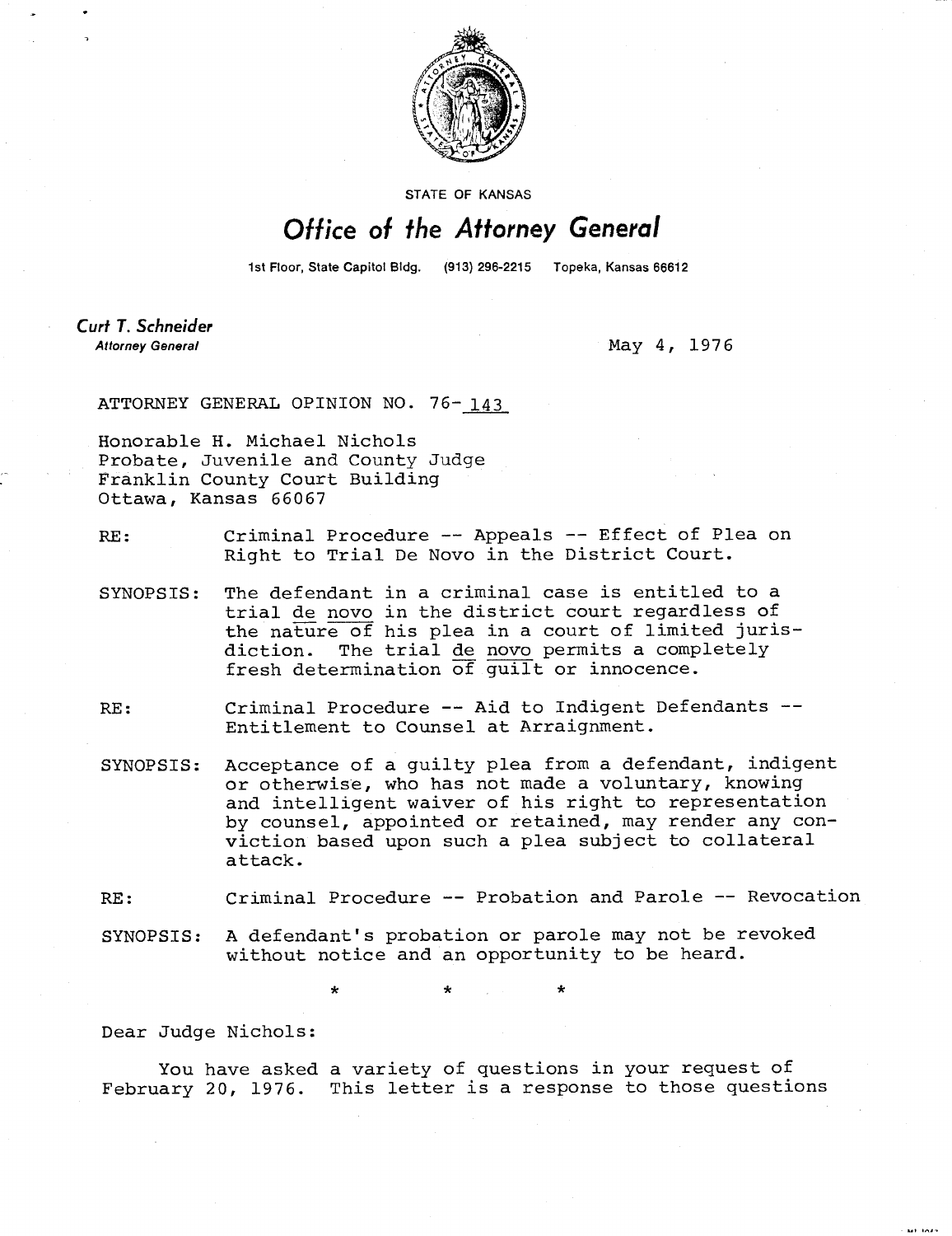STATE OF KANSAS

# Office of the Attorney General

1st Floor, State Capitol Bldg. (913) 296-2215 Topeka, Kansas 66612

**Curt T. Schneider**
*Attorney General*

May 4, 1976

ATTORNEY GENERAL OPINION NO. 76-143

Honorable H. Michael Nichols
Probate, Juvenile and County Judge
Franklin County Court Building
Ottawa, Kansas 66067

RE: Criminal Procedure -- Appeals -- Effect of Plea on Right to Trial De Novo in the District Court.

SYNOPSIS: The defendant in a criminal case is entitled to a trial *de novo* in the district court regardless of the nature of his plea in a court of limited jurisdiction. The trial *de novo* permits a completely fresh determination of guilt or innocence.

RE: Criminal Procedure -- Aid to Indigent Defendants -- Entitlement to Counsel at Arraignment.

SYNOPSIS: Acceptance of a guilty plea from a defendant, indigent or otherwise, who has not made a voluntary, knowing and intelligent waiver of his right to representation by counsel, appointed or retained, may render any conviction based upon such a plea subject to collateral attack.

RE: Criminal Procedure -- Probation and Parole -- Revocation

SYNOPSIS: A defendant's probation or parole may not be revoked without notice and an opportunity to be heard.

\* \* \*

Dear Judge Nichols:

You have asked a variety of questions in your request of February 20, 1976. This letter is a response to those questions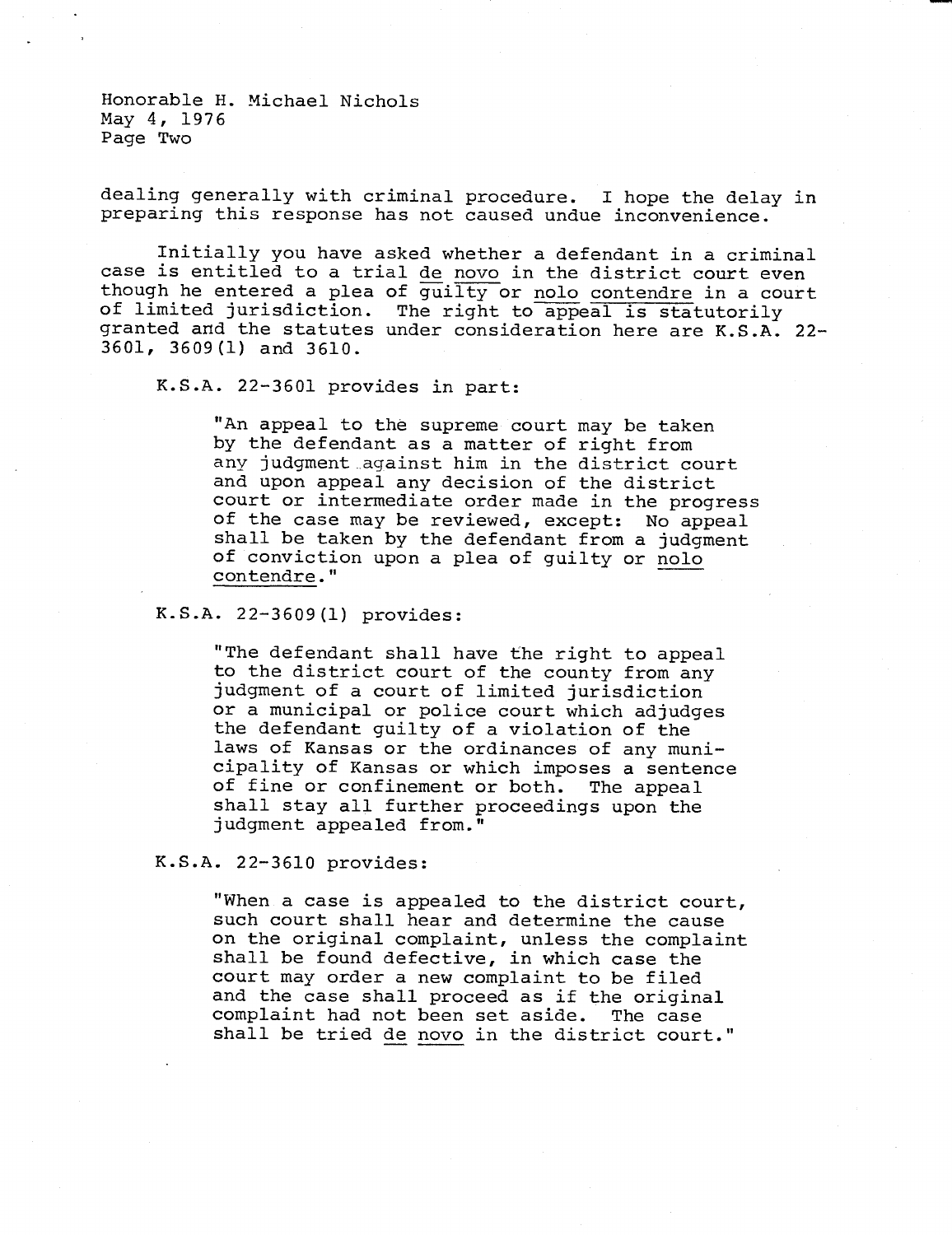dealing generally with criminal procedure. I hope the delay in preparing this response has not caused undue inconvenience.

Initially you have asked whether a defendant in a criminal case is entitled to a trial de novo in the district court even though he entered a plea of guilty or nolo contendre in a court of limited jurisdiction. The right to appeal is statutorily granted and the statutes under consideration here are K.S.A. 22-3601, 3609(1) and 3610.

K.S.A. 22-3601 provides in part:

> "An appeal to the supreme court may be taken by the defendant as a matter of right from any judgment against him in the district court and upon appeal any decision of the district court or intermediate order made in the progress of the case may be reviewed, except: No appeal shall be taken by the defendant from a judgment of conviction upon a plea of guilty or nolo contendre."

K.S.A. 22-3609(1) provides:

> "The defendant shall have the right to appeal to the district court of the county from any judgment of a court of limited jurisdiction or a municipal or police court which adjudges the defendant guilty of a violation of the laws of Kansas or the ordinances of any municipality of Kansas or which imposes a sentence of fine or confinement or both. The appeal shall stay all further proceedings upon the judgment appealed from."

K.S.A. 22-3610 provides:

> "When a case is appealed to the district court, such court shall hear and determine the cause on the original complaint, unless the complaint shall be found defective, in which case the court may order a new complaint to be filed and the case shall proceed as if the original complaint had not been set aside. The case shall be tried de novo in the district court."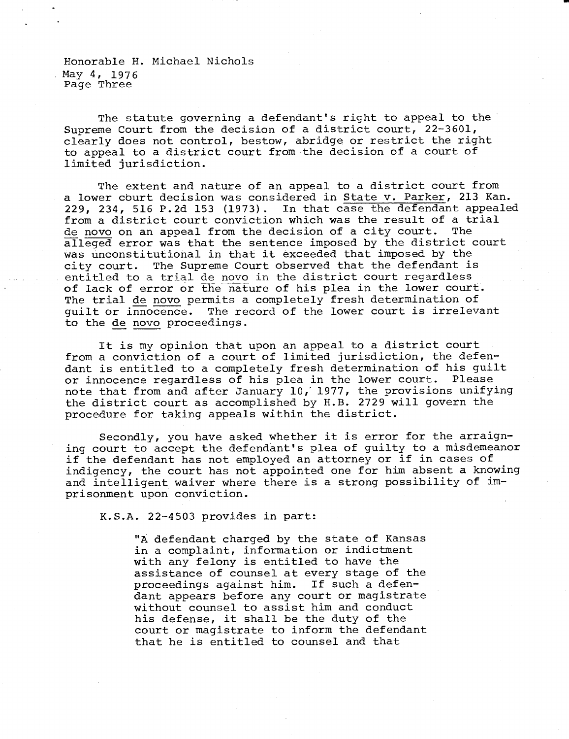The statute governing a defendant's right to appeal to the Supreme Court from the decision of a district court, 22-3601, clearly does not control, bestow, abridge or restrict the right to appeal to a district court from the decision of a court of limited jurisdiction.

The extent and nature of an appeal to a district court from a lower court decision was considered in State v. Parker, 213 Kan. 229, 234, 516 P.2d 153 (1973). In that case the defendant appealed from a district court conviction which was the result of a trial *de novo* on an appeal from the decision of a city court. The alleged error was that the sentence imposed by the district court was unconstitutional in that it exceeded that imposed by the city court. The Supreme Court observed that the defendant is entitled to a trial *de novo* in the district court regardless of lack of error or the nature of his plea in the lower court. The trial *de novo* permits a completely fresh determination of guilt or innocence. The record of the lower court is irrelevant to the *de novo* proceedings.

It is my opinion that upon an appeal to a district court from a conviction of a court of limited jurisdiction, the defendant is entitled to a completely fresh determination of his guilt or innocence regardless of his plea in the lower court. Please note that from and after January 10, 1977, the provisions unifying the district court as accomplished by H.B. 2729 will govern the procedure for taking appeals within the district.

Secondly, you have asked whether it is error for the arraigning court to accept the defendant's plea of guilty to a misdemeanor if the defendant has not employed an attorney or if in cases of indigency, the court has not appointed one for him absent a knowing and intelligent waiver where there is a strong possibility of imprisonment upon conviction.

K.S.A. 22-4503 provides in part:

> "A defendant charged by the state of Kansas in a complaint, information or indictment with any felony is entitled to have the assistance of counsel at every stage of the proceedings against him. If such a defendant appears before any court or magistrate without counsel to assist him and conduct his defense, it shall be the duty of the court or magistrate to inform the defendant that he is entitled to counsel and that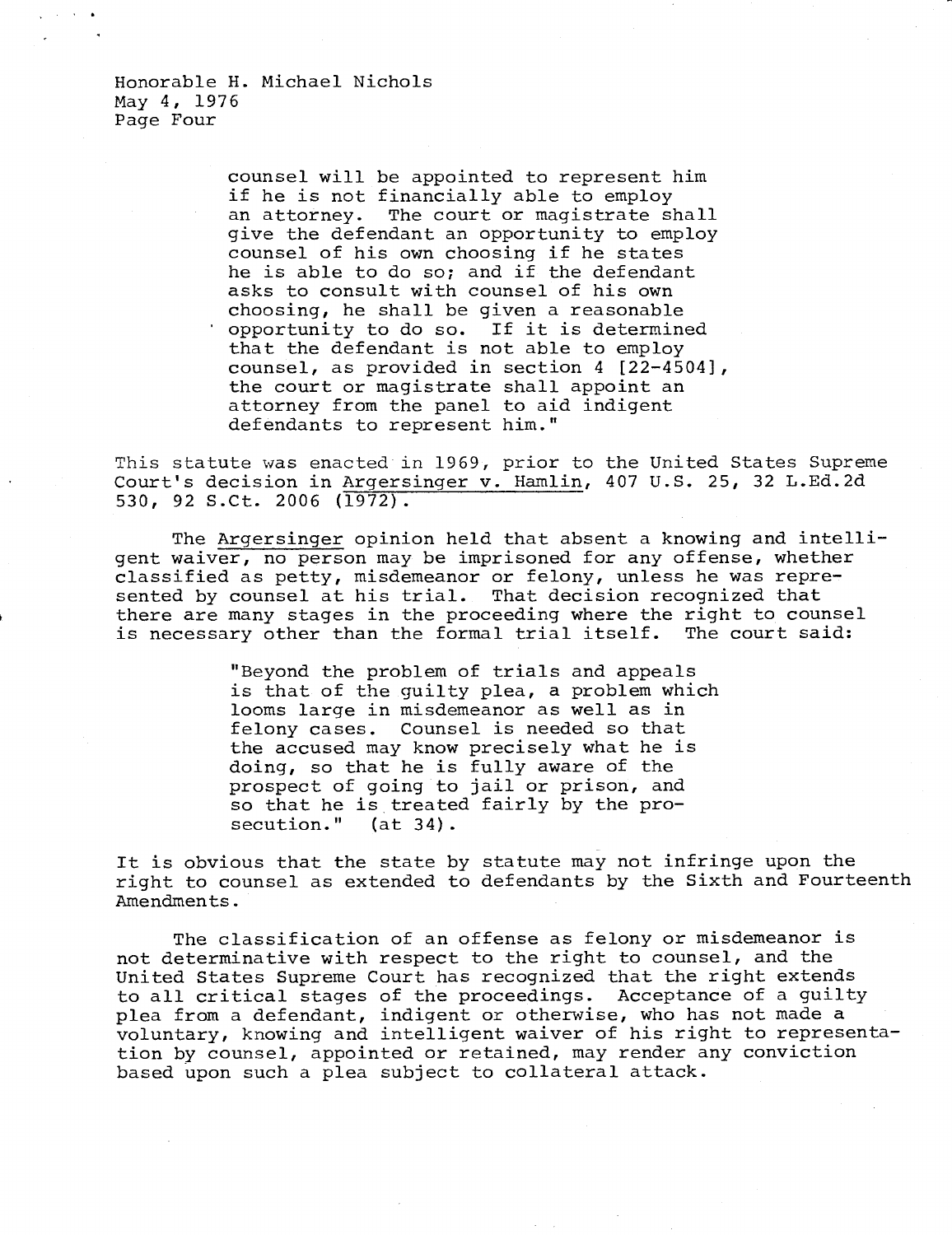> counsel will be appointed to represent him if he is not financially able to employ an attorney. The court or magistrate shall give the defendant an opportunity to employ counsel of his own choosing if he states he is able to do so; and if the defendant asks to consult with counsel of his own choosing, he shall be given a reasonable opportunity to do so. If it is determined that the defendant is not able to employ counsel, as provided in section 4 [22-4504], the court or magistrate shall appoint an attorney from the panel to aid indigent defendants to represent him."

This statute was enacted in 1969, prior to the United States Supreme Court's decision in Argersinger v. Hamlin, 407 U.S. 25, 32 L.Ed.2d 530, 92 S.Ct. 2006 (1972).

The Argersinger opinion held that absent a knowing and intelligent waiver, no person may be imprisoned for any offense, whether classified as petty, misdemeanor or felony, unless he was represented by counsel at his trial. That decision recognized that there are many stages in the proceeding where the right to counsel is necessary other than the formal trial itself. The court said:

> "Beyond the problem of trials and appeals is that of the guilty plea, a problem which looms large in misdemeanor as well as in felony cases. Counsel is needed so that the accused may know precisely what he is doing, so that he is fully aware of the prospect of going to jail or prison, and so that he is treated fairly by the prosecution." (at 34).

It is obvious that the state by statute may not infringe upon the right to counsel as extended to defendants by the Sixth and Fourteenth Amendments.

The classification of an offense as felony or misdemeanor is not determinative with respect to the right to counsel, and the United States Supreme Court has recognized that the right extends to all critical stages of the proceedings. Acceptance of a guilty plea from a defendant, indigent or otherwise, who has not made a voluntary, knowing and intelligent waiver of his right to representation by counsel, appointed or retained, may render any conviction based upon such a plea subject to collateral attack.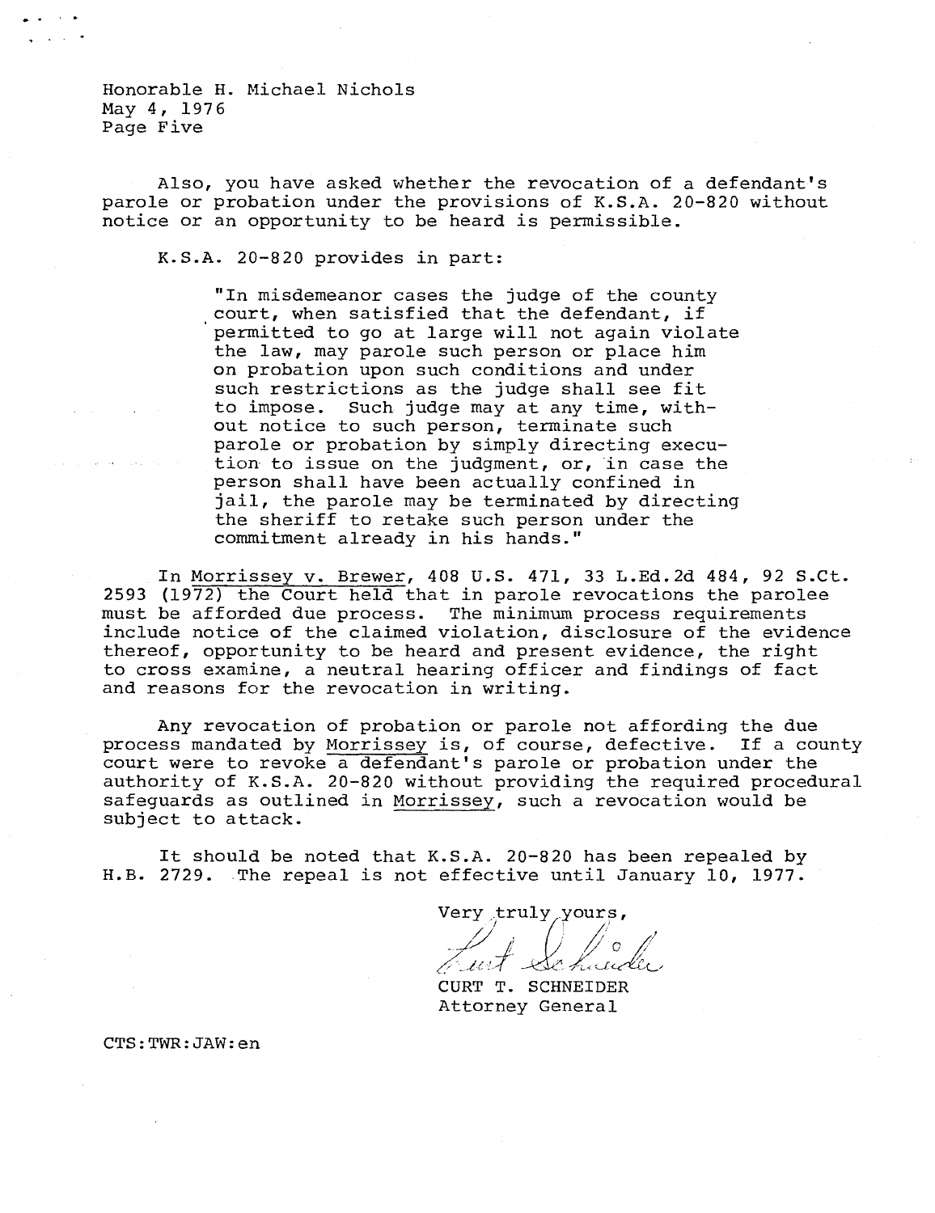Honorable H. Michael Nichols
May 4, 1976
Page Five

Also, you have asked whether the revocation of a defendant's parole or probation under the provisions of K.S.A. 20-820 without notice or an opportunity to be heard is permissible.

K.S.A. 20-820 provides in part:

> "In misdemeanor cases the judge of the county court, when satisfied that the defendant, if permitted to go at large will not again violate the law, may parole such person or place him on probation upon such conditions and under such restrictions as the judge shall see fit to impose. Such judge may at any time, without notice to such person, terminate such parole or probation by simply directing execution to issue on the judgment, or, in case the person shall have been actually confined in jail, the parole may be terminated by directing the sheriff to retake such person under the commitment already in his hands."

In Morrissey v. Brewer, 408 U.S. 471, 33 L.Ed.2d 484, 92 S.Ct. 2593 (1972) the Court held that in parole revocations the parolee must be afforded due process. The minimum process requirements include notice of the claimed violation, disclosure of the evidence thereof, opportunity to be heard and present evidence, the right to cross examine, a neutral hearing officer and findings of fact and reasons for the revocation in writing.

Any revocation of probation or parole not affording the due process mandated by Morrissey is, of course, defective. If a county court were to revoke a defendant's parole or probation under the authority of K.S.A. 20-820 without providing the required procedural safeguards as outlined in Morrissey, such a revocation would be subject to attack.

It should be noted that K.S.A. 20-820 has been repealed by H.B. 2729. The repeal is not effective until January 10, 1977.

Very truly yours,

Curt Schneider

CURT T. SCHNEIDER
Attorney General

CTS:TWR:JAW:en